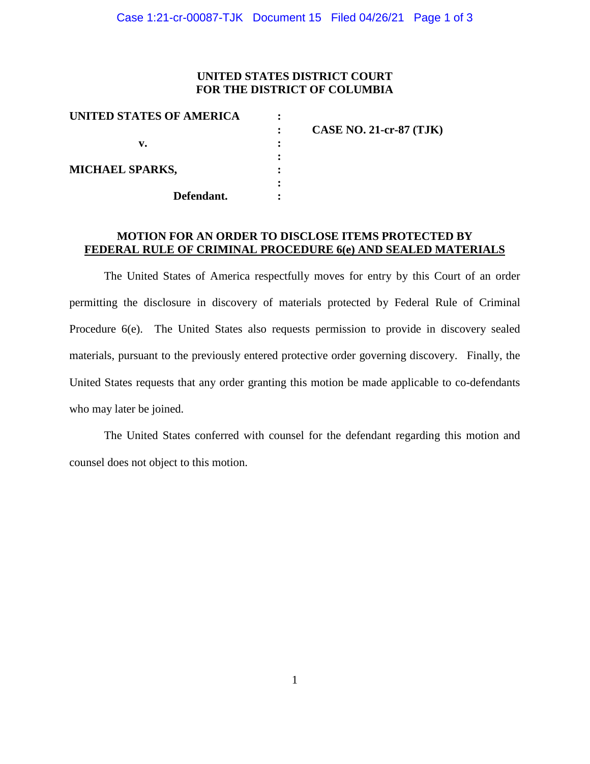**UNITED STATES DISTRICT COURT**
**FOR THE DISTRICT OF COLUMBIA**

| | | |
|---|---|---|
| **UNITED STATES OF AMERICA** | : | |
| | : | **CASE NO. 21-cr-87 (TJK)** |
| **v.** | : | |
| | : | |
| **MICHAEL SPARKS,** | : | |
| | : | |
| **Defendant.** | : | |

**MOTION FOR AN ORDER TO DISCLOSE ITEMS PROTECTED BY FEDERAL RULE OF CRIMINAL PROCEDURE 6(e) AND SEALED MATERIALS**

The United States of America respectfully moves for entry by this Court of an order permitting the disclosure in discovery of materials protected by Federal Rule of Criminal Procedure 6(e). The United States also requests permission to provide in discovery sealed materials, pursuant to the previously entered protective order governing discovery. Finally, the United States requests that any order granting this motion be made applicable to co-defendants who may later be joined.

The United States conferred with counsel for the defendant regarding this motion and counsel does not object to this motion.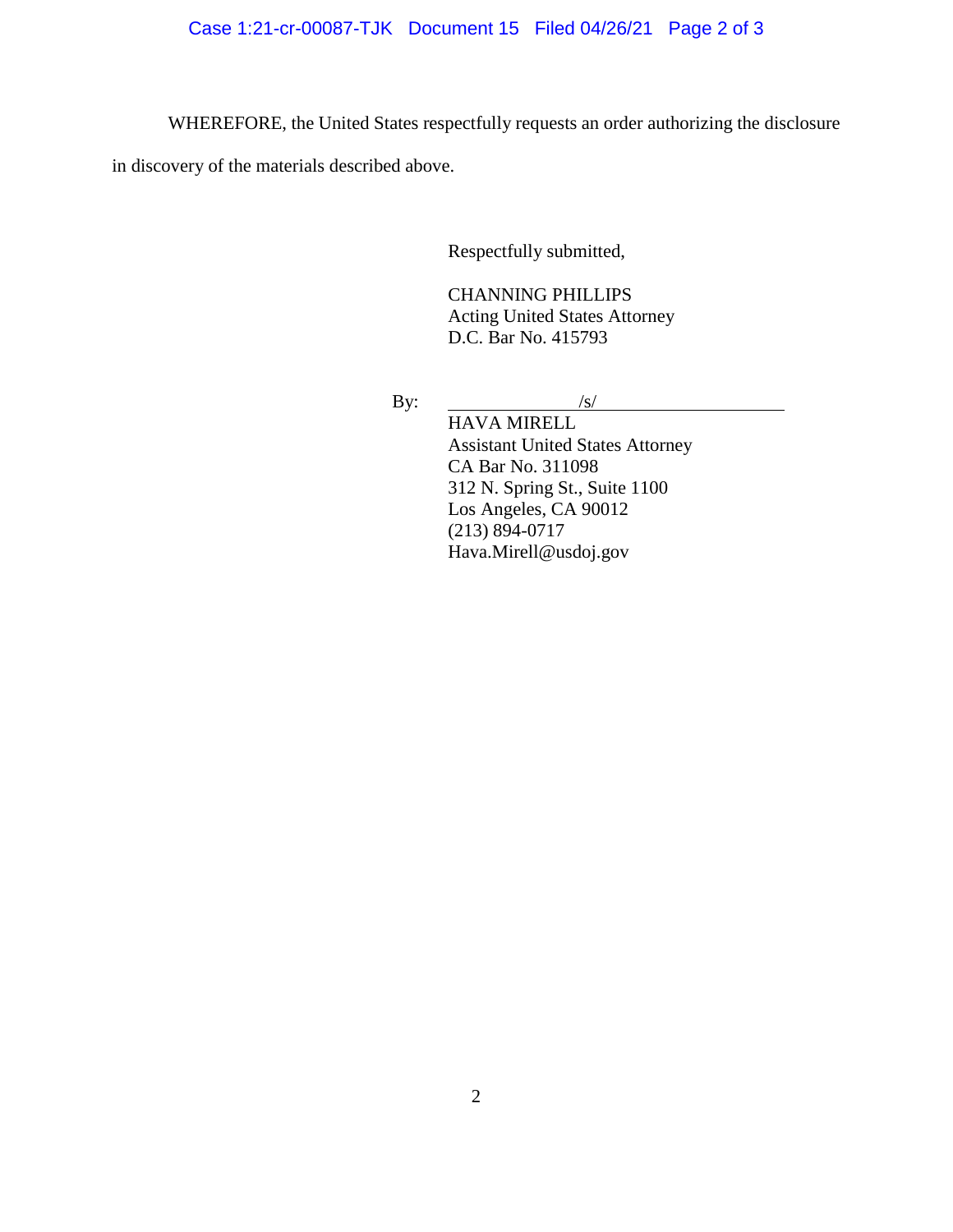WHEREFORE, the United States respectfully requests an order authorizing the disclosure in discovery of the materials described above.

Respectfully submitted,

CHANNING PHILLIPS  
Acting United States Attorney  
D.C. Bar No. 415793

By: /s/  
HAVA MIRELL  
Assistant United States Attorney  
CA Bar No. 311098  
312 N. Spring St., Suite 1100  
Los Angeles, CA 90012  
(213) 894-0717  
Hava.Mirell@usdoj.gov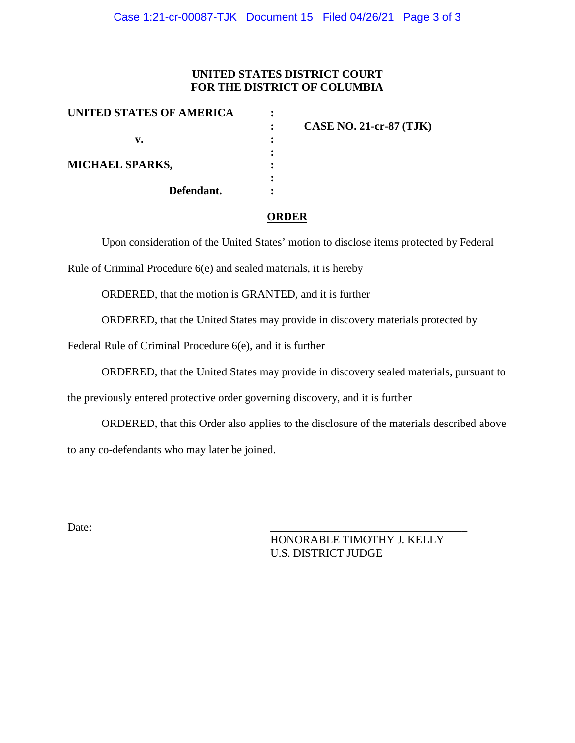**UNITED STATES DISTRICT COURT**
**FOR THE DISTRICT OF COLUMBIA**

| | | |
|---|---|---|
| **UNITED STATES OF AMERICA** | : | |
| | : | **CASE NO. 21-cr-87 (TJK)** |
| **v.** | : | |
| | : | |
| **MICHAEL SPARKS,** | : | |
| | : | |
| **Defendant.** | : | |

## ORDER

Upon consideration of the United States' motion to disclose items protected by Federal Rule of Criminal Procedure 6(e) and sealed materials, it is hereby

ORDERED, that the motion is GRANTED, and it is further

ORDERED, that the United States may provide in discovery materials protected by Federal Rule of Criminal Procedure 6(e), and it is further

ORDERED, that the United States may provide in discovery sealed materials, pursuant to the previously entered protective order governing discovery, and it is further

ORDERED, that this Order also applies to the disclosure of the materials described above to any co-defendants who may later be joined.

Date:

\_\_\_\_\_\_\_\_\_\_\_\_\_\_\_\_\_\_\_\_\_\_\_\_\_\_\_\_\_\_\_\_\_\_\_\_
HONORABLE TIMOTHY J. KELLY
U.S. DISTRICT JUDGE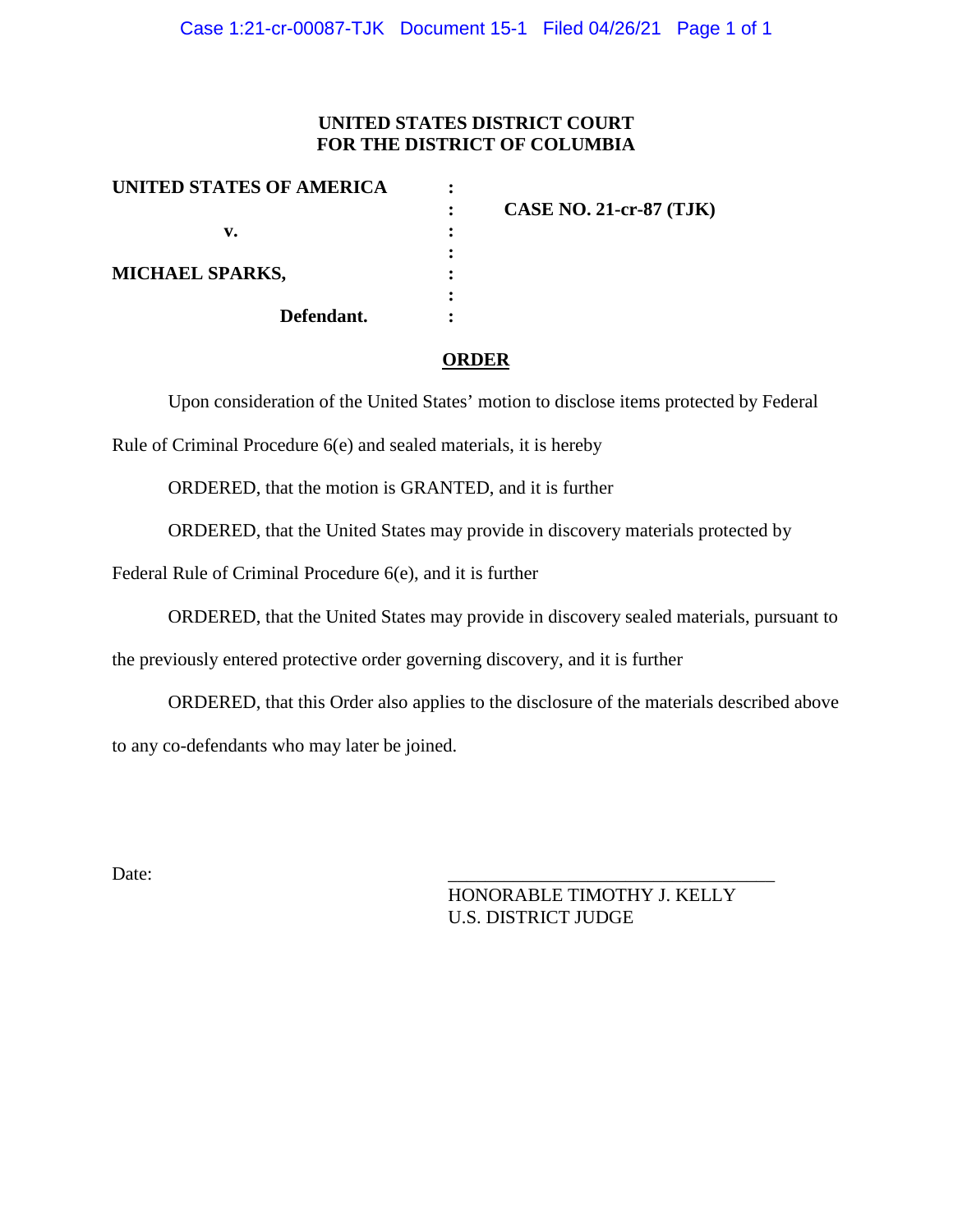**UNITED STATES DISTRICT COURT**
**FOR THE DISTRICT OF COLUMBIA**

| | | |
|---|---|---|
| **UNITED STATES OF AMERICA** | : | |
| | : | **CASE NO. 21-cr-87 (TJK)** |
| **v.** | : | |
| | : | |
| **MICHAEL SPARKS,** | : | |
| | : | |
| **Defendant.** | : | |

**ORDER**

Upon consideration of the United States' motion to disclose items protected by Federal Rule of Criminal Procedure 6(e) and sealed materials, it is hereby

ORDERED, that the motion is GRANTED, and it is further

ORDERED, that the United States may provide in discovery materials protected by Federal Rule of Criminal Procedure 6(e), and it is further

ORDERED, that the United States may provide in discovery sealed materials, pursuant to the previously entered protective order governing discovery, and it is further

ORDERED, that this Order also applies to the disclosure of the materials described above to any co-defendants who may later be joined.

Date:

___________________________________
HONORABLE TIMOTHY J. KELLY
U.S. DISTRICT JUDGE